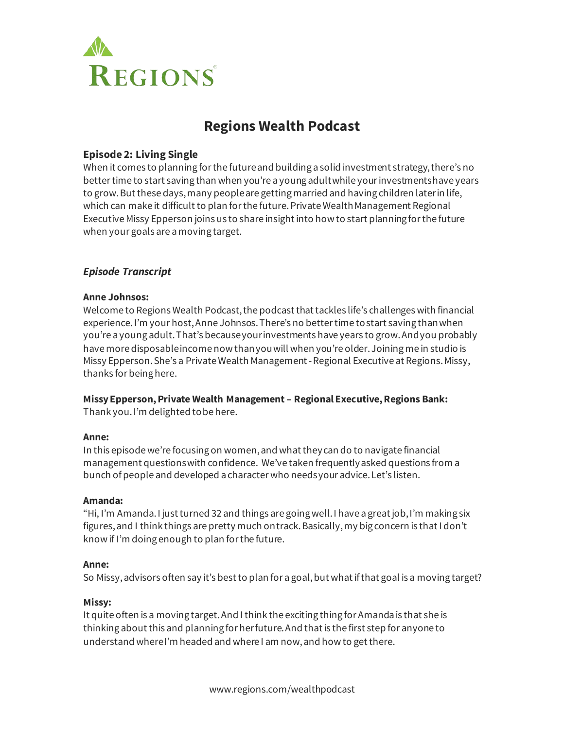REGIONS

# Regions Wealth Podcast

## Episode 2: Living Single

When it comes to planning for the future and building a solid investment strategy, there's no better time to start saving than when you're a young adult while your investments have years to grow. But these days, many people are getting married and having children later in life, which can make it difficult to plan for the future. Private Wealth Management Regional Executive Missy Epperson joins us to share insight into how to start planning for the future when your goals are a moving target.

### *Episode Transcript*

**Anne Johnsos:**
Welcome to Regions Wealth Podcast, the podcast that tackles life's challenges with financial experience. I'm your host, Anne Johnsos. There's no better time to start saving than when you're a young adult. That's because your investments have years to grow. And you probably have more disposable income now than you will when you're older. Joining me in studio is Missy Epperson. She's a Private Wealth Management - Regional Executive at Regions. Missy, thanks for being here.

**Missy Epperson, Private Wealth Management – Regional Executive, Regions Bank:**
Thank you. I'm delighted to be here.

**Anne:**
In this episode we're focusing on women, and what they can do to navigate financial management questions with confidence. We've taken frequently asked questions from a bunch of people and developed a character who needs your advice. Let's listen.

**Amanda:**
"Hi, I'm Amanda. I just turned 32 and things are going well. I have a great job, I'm making six figures, and I think things are pretty much on track. Basically, my big concern is that I don't know if I'm doing enough to plan for the future.

**Anne:**
So Missy, advisors often say it's best to plan for a goal, but what if that goal is a moving target?

**Missy:**
It quite often is a moving target. And I think the exciting thing for Amanda is that she is thinking about this and planning for her future. And that is the first step for anyone to understand where I'm headed and where I am now, and how to get there.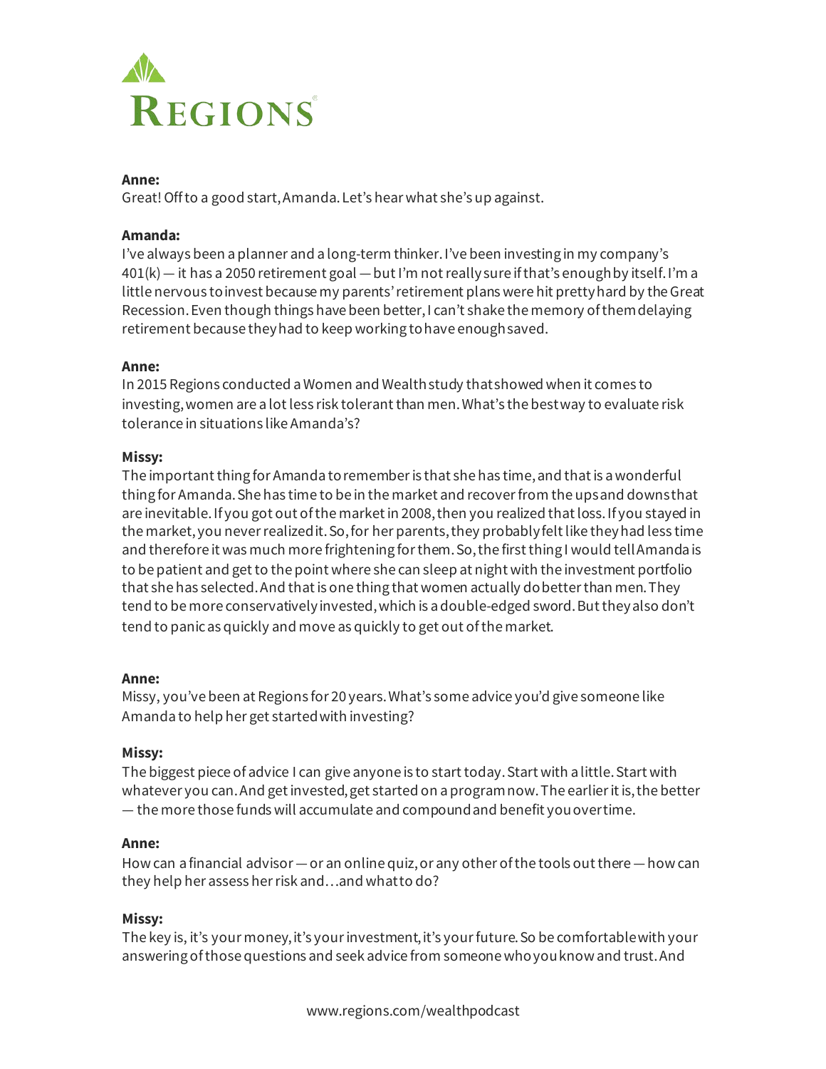**Anne:**
Great! Off to a good start, Amanda. Let's hear what she's up against.

**Amanda:**
I've always been a planner and a long-term thinker. I've been investing in my company's 401(k) — it has a 2050 retirement goal — but I'm not really sure if that's enough by itself. I'm a little nervous to invest because my parents' retirement plans were hit pretty hard by the Great Recession. Even though things have been better, I can't shake the memory of them delaying retirement because they had to keep working to have enough saved.

**Anne:**
In 2015 Regions conducted a Women and Wealth study that showed when it comes to investing, women are a lot less risk tolerant than men. What's the best way to evaluate risk tolerance in situations like Amanda's?

**Missy:**
The important thing for Amanda to remember is that she has time, and that is a wonderful thing for Amanda. She has time to be in the market and recover from the ups and downs that are inevitable. If you got out of the market in 2008, then you realized that loss. If you stayed in the market, you never realized it. So, for her parents, they probably felt like they had less time and therefore it was much more frightening for them. So, the first thing I would tell Amanda is to be patient and get to the point where she can sleep at night with the investment portfolio that she has selected. And that is one thing that women actually do better than men. They tend to be more conservatively invested, which is a double-edged sword. But they also don't tend to panic as quickly and move as quickly to get out of the market.

**Anne:**
Missy, you've been at Regions for 20 years. What's some advice you'd give someone like Amanda to help her get started with investing?

**Missy:**
The biggest piece of advice I can give anyone is to start today. Start with a little. Start with whatever you can. And get invested, get started on a program now. The earlier it is, the better — the more those funds will accumulate and compound and benefit you over time.

**Anne:**
How can a financial advisor — or an online quiz, or any other of the tools out there — how can they help her assess her risk and…and what to do?

**Missy:**
The key is, it's your money, it's your investment, it's your future. So be comfortable with your answering of those questions and seek advice from someone who you know and trust. And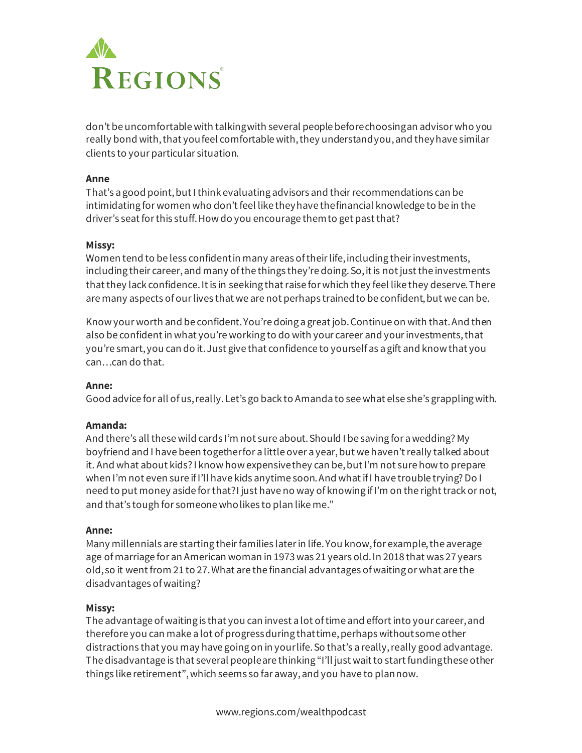don't be uncomfortable with talking with several people before choosing an advisor who you really bond with, that you feel comfortable with, they understand you, and they have similar clients to your particular situation.

**Anne**

That's a good point, but I think evaluating advisors and their recommendations can be intimidating for women who don't feel like they have the financial knowledge to be in the driver's seat for this stuff. How do you encourage them to get past that?

**Missy:**

Women tend to be less confident in many areas of their life, including their investments, including their career, and many of the things they're doing. So, it is not just the investments that they lack confidence. It is in seeking that raise for which they feel like they deserve. There are many aspects of our lives that we are not perhaps trained to be confident, but we can be.

Know your worth and be confident. You're doing a great job. Continue on with that. And then also be confident in what you're working to do with your career and your investments, that you're smart, you can do it. Just give that confidence to yourself as a gift and know that you can…can do that.

**Anne:**

Good advice for all of us, really. Let's go back to Amanda to see what else she's grappling with.

**Amanda:**

And there's all these wild cards I'm not sure about. Should I be saving for a wedding? My boyfriend and I have been together for a little over a year, but we haven't really talked about it. And what about kids? I know how expensive they can be, but I'm not sure how to prepare when I'm not even sure if I'll have kids anytime soon. And what if I have trouble trying? Do I need to put money aside for that? I just have no way of knowing if I'm on the right track or not, and that's tough for someone who likes to plan like me."

**Anne:**

Many millennials are starting their families later in life. You know, for example, the average age of marriage for an American woman in 1973 was 21 years old. In 2018 that was 27 years old, so it went from 21 to 27. What are the financial advantages of waiting or what are the disadvantages of waiting?

**Missy:**

The advantage of waiting is that you can invest a lot of time and effort into your career, and therefore you can make a lot of progress during that time, perhaps without some other distractions that you may have going on in your life. So that's a really, really good advantage. The disadvantage is that several people are thinking "I'll just wait to start funding these other things like retirement", which seems so far away, and you have to plan now.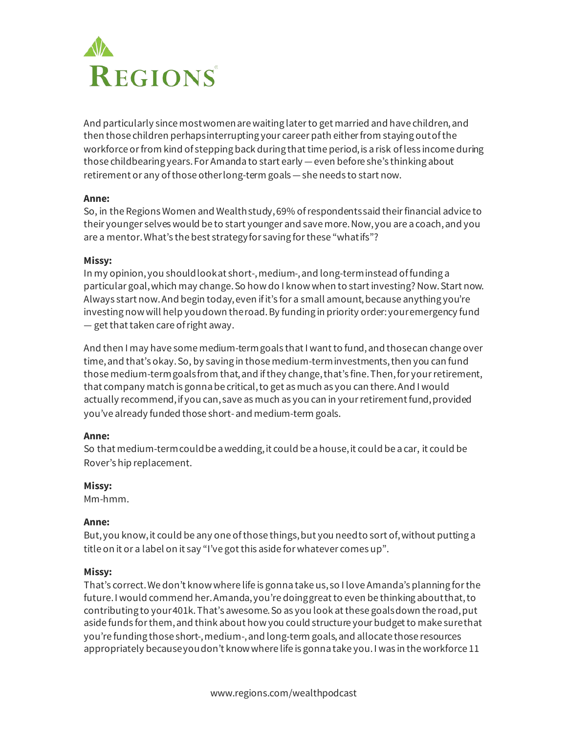And particularly since most women are waiting later to get married and have children, and then those children perhaps interrupting your career path either from staying out of the workforce or from kind of stepping back during that time period, is a risk of less income during those childbearing years. For Amanda to start early — even before she's thinking about retirement or any of those other long-term goals — she needs to start now.

**Anne:**
So, in the Regions Women and Wealth study, 69% of respondents said their financial advice to their younger selves would be to start younger and save more. Now, you are a coach, and you are a mentor. What's the best strategy for saving for these "what ifs"?

**Missy:**
In my opinion, you should look at short-, medium-, and long-term instead of funding a particular goal, which may change. So how do I know when to start investing? Now. Start now. Always start now. And begin today, even if it's for a small amount, because anything you're investing now will help you down the road. By funding in priority order: your emergency fund — get that taken care of right away.

And then I may have some medium-term goals that I want to fund, and those can change over time, and that's okay. So, by saving in those medium-term investments, then you can fund those medium-term goals from that, and if they change, that's fine. Then, for your retirement, that company match is gonna be critical, to get as much as you can there. And I would actually recommend, if you can, save as much as you can in your retirement fund, provided you've already funded those short- and medium-term goals.

**Anne:**
So that medium-term could be a wedding, it could be a house, it could be a car, it could be Rover's hip replacement.

**Missy:**
Mm-hmm.

**Anne:**
But, you know, it could be any one of those things, but you need to sort of, without putting a title on it or a label on it say "I've got this aside for whatever comes up".

**Missy:**
That's correct. We don't know where life is gonna take us, so I love Amanda's planning for the future. I would commend her. Amanda, you're doing great to even be thinking about that, to contributing to your 401k. That's awesome. So as you look at these goals down the road, put aside funds for them, and think about how you could structure your budget to make sure that you're funding those short-, medium-, and long-term goals, and allocate those resources appropriately because you don't know where life is gonna take you. I was in the workforce 11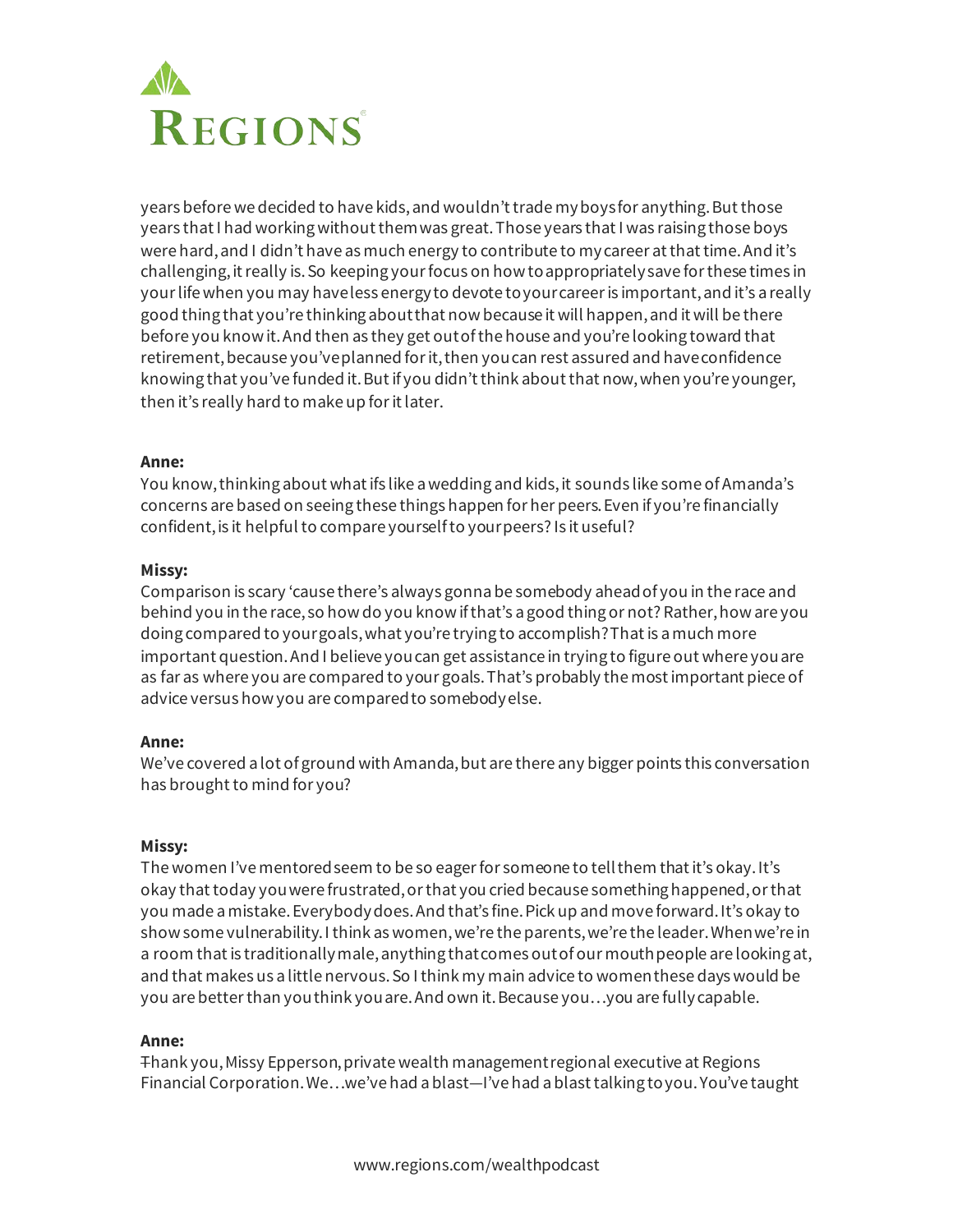years before we decided to have kids, and wouldn't trade my boys for anything. But those years that I had working without them was great. Those years that I was raising those boys were hard, and I didn't have as much energy to contribute to my career at that time. And it's challenging, it really is. So keeping your focus on how to appropriately save for these times in your life when you may have less energy to devote to your career is important, and it's a really good thing that you're thinking about that now because it will happen, and it will be there before you know it. And then as they get out of the house and you're looking toward that retirement, because you've planned for it, then you can rest assured and have confidence knowing that you've funded it. But if you didn't think about that now, when you're younger, then it's really hard to make up for it later.

**Anne:**
You know, thinking about what ifs like a wedding and kids, it sounds like some of Amanda's concerns are based on seeing these things happen for her peers. Even if you're financially confident, is it helpful to compare yourself to your peers? Is it useful?

**Missy:**
Comparison is scary 'cause there's always gonna be somebody ahead of you in the race and behind you in the race, so how do you know if that's a good thing or not? Rather, how are you doing compared to your goals, what you're trying to accomplish? That is a much more important question. And I believe you can get assistance in trying to figure out where you are as far as where you are compared to your goals. That's probably the most important piece of advice versus how you are compared to somebody else.

**Anne:**
We've covered a lot of ground with Amanda, but are there any bigger points this conversation has brought to mind for you?

**Missy:**
The women I've mentored seem to be so eager for someone to tell them that it's okay. It's okay that today you were frustrated, or that you cried because something happened, or that you made a mistake. Everybody does. And that's fine. Pick up and move forward. It's okay to show some vulnerability. I think as women, we're the parents, we're the leader. When we're in a room that is traditionally male, anything that comes out of our mouth people are looking at, and that makes us a little nervous. So I think my main advice to women these days would be you are better than you think you are. And own it. Because you…you are fully capable.

**Anne:**
Thank you, Missy Epperson, private wealth management regional executive at Regions Financial Corporation. We…we've had a blast—I've had a blast talking to you. You've taught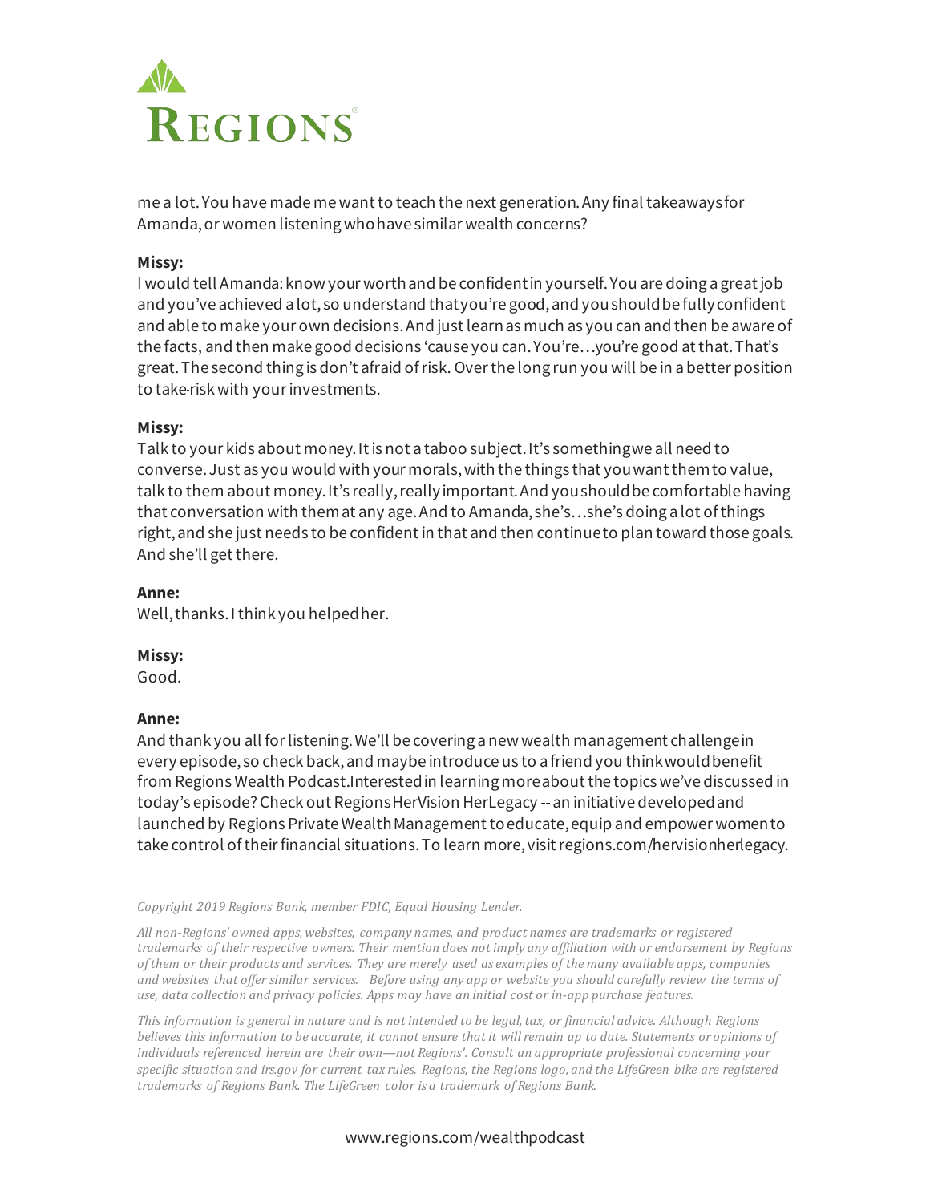me a lot. You have made me want to teach the next generation. Any final takeaways for Amanda, or women listening who have similar wealth concerns?

**Missy:**
I would tell Amanda: know your worth and be confident in yourself. You are doing a great job and you've achieved a lot, so understand that you're good, and you should be fully confident and able to make your own decisions. And just learn as much as you can and then be aware of the facts, and then make good decisions 'cause you can. You're…you're good at that. That's great. The second thing is don't afraid of risk. Over the long run you will be in a better position to take-risk with your investments.

**Missy:**
Talk to your kids about money. It is not a taboo subject. It's something we all need to converse. Just as you would with your morals, with the things that you want them to value, talk to them about money. It's really, really important. And you should be comfortable having that conversation with them at any age. And to Amanda, she's…she's doing a lot of things right, and she just needs to be confident in that and then continue to plan toward those goals. And she'll get there.

**Anne:**
Well, thanks. I think you helped her.

**Missy:**
Good.

**Anne:**
And thank you all for listening. We'll be covering a new wealth management challenge in every episode, so check back, and maybe introduce us to a friend you think would benefit from Regions Wealth Podcast. Interested in learning more about the topics we've discussed in today's episode? Check out Regions HerVision HerLegacy -- an initiative developed and launched by Regions Private Wealth Management to educate, equip and empower women to take control of their financial situations. To learn more, visit regions.com/hervisionherlegacy.

*Copyright 2019 Regions Bank, member FDIC, Equal Housing Lender.*

*All non-Regions' owned apps, websites, company names, and product names are trademarks or registered trademarks of their respective owners. Their mention does not imply any affiliation with or endorsement by Regions of them or their products and services. They are merely used as examples of the many available apps, companies and websites that offer similar services. Before using any app or website you should carefully review the terms of use, data collection and privacy policies. Apps may have an initial cost or in-app purchase features.*

*This information is general in nature and is not intended to be legal, tax, or financial advice. Although Regions believes this information to be accurate, it cannot ensure that it will remain up to date. Statements or opinions of individuals referenced herein are their own—not Regions'. Consult an appropriate professional concerning your specific situation and irs.gov for current tax rules. Regions, the Regions logo, and the LifeGreen bike are registered trademarks of Regions Bank. The LifeGreen color is a trademark of Regions Bank.*